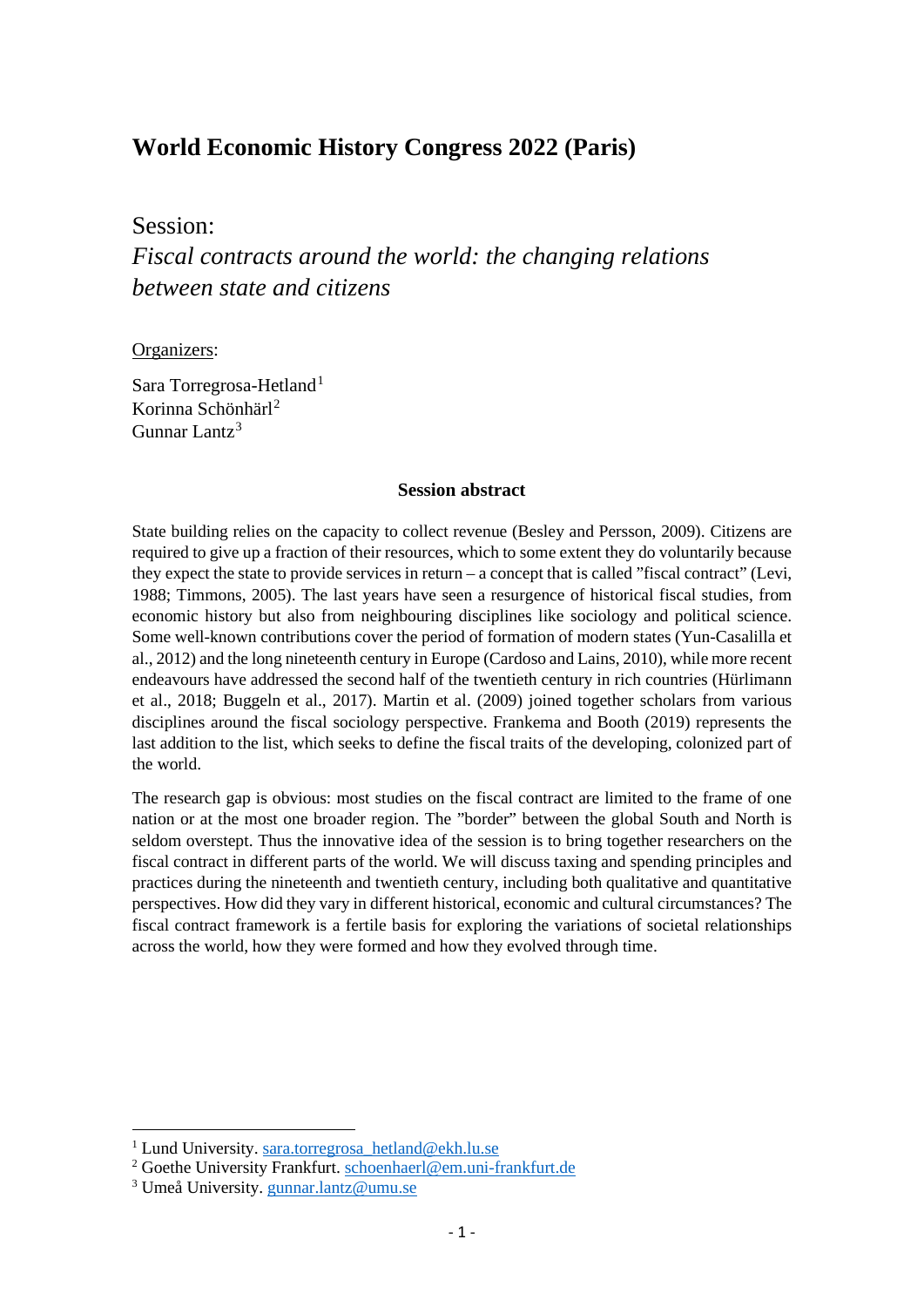# World Economic History Congress 2022 (Paris)

## Session:

## *Fiscal contracts around the world: the changing relations between state and citizens*

Organizers:

Sara Torregrosa-Hetland[1]
Korinna Schönhärl[2]
Gunnar Lantz[3]

### Session abstract

State building relies on the capacity to collect revenue (Besley and Persson, 2009). Citizens are required to give up a fraction of their resources, which to some extent they do voluntarily because they expect the state to provide services in return – a concept that is called "fiscal contract" (Levi, 1988; Timmons, 2005). The last years have seen a resurgence of historical fiscal studies, from economic history but also from neighbouring disciplines like sociology and political science. Some well-known contributions cover the period of formation of modern states (Yun-Casalilla et al., 2012) and the long nineteenth century in Europe (Cardoso and Lains, 2010), while more recent endeavours have addressed the second half of the twentieth century in rich countries (Hürlimann et al., 2018; Buggeln et al., 2017). Martin et al. (2009) joined together scholars from various disciplines around the fiscal sociology perspective. Frankema and Booth (2019) represents the last addition to the list, which seeks to define the fiscal traits of the developing, colonized part of the world.

The research gap is obvious: most studies on the fiscal contract are limited to the frame of one nation or at the most one broader region. The "border" between the global South and North is seldom overstept. Thus the innovative idea of the session is to bring together researchers on the fiscal contract in different parts of the world. We will discuss taxing and spending principles and practices during the nineteenth and twentieth century, including both qualitative and quantitative perspectives. How did they vary in different historical, economic and cultural circumstances? The fiscal contract framework is a fertile basis for exploring the variations of societal relationships across the world, how they were formed and how they evolved through time.

---

[1] Lund University. sara.torregrosa_hetland@ekh.lu.se
[2] Goethe University Frankfurt. schoenhaerl@em.uni-frankfurt.de
[3] Umeå University. gunnar.lantz@umu.se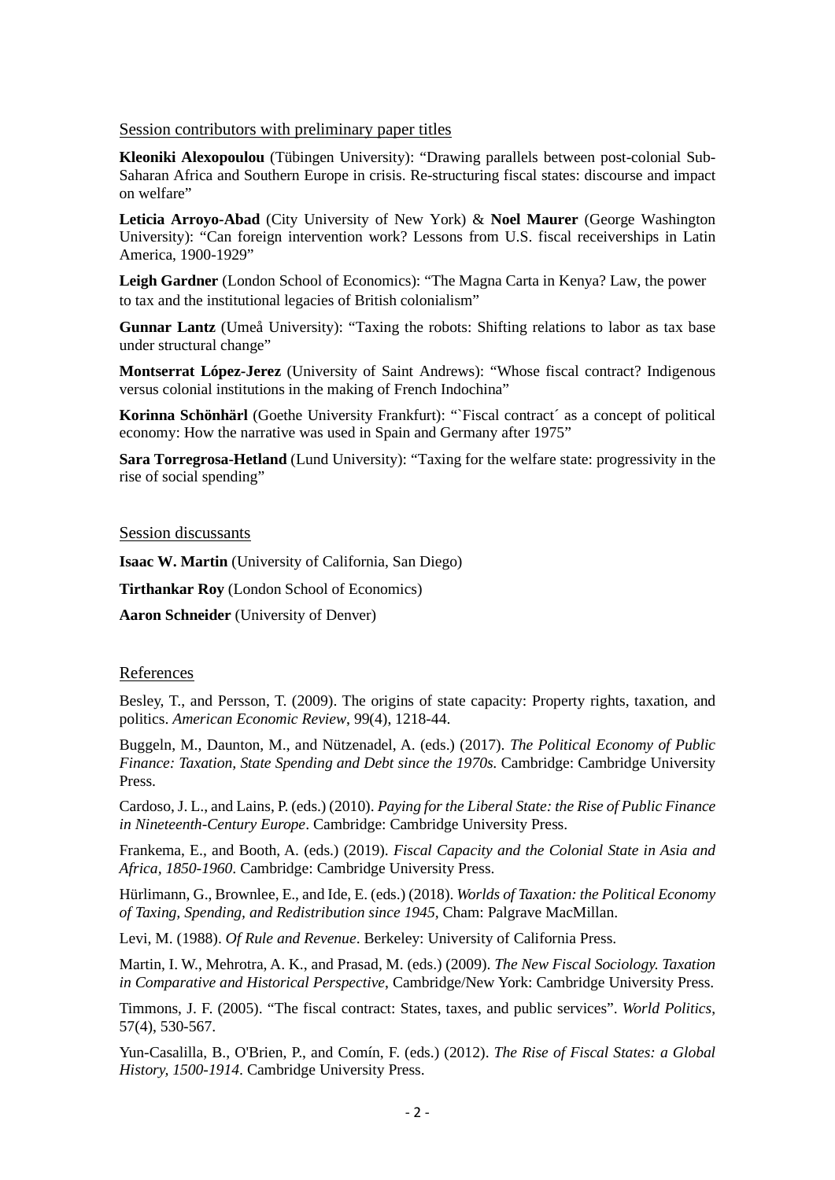## Session contributors with preliminary paper titles

**Kleoniki Alexopoulou** (Tübingen University): "Drawing parallels between post-colonial Sub-Saharan Africa and Southern Europe in crisis. Re-structuring fiscal states: discourse and impact on welfare"

**Leticia Arroyo-Abad** (City University of New York) & **Noel Maurer** (George Washington University): "Can foreign intervention work? Lessons from U.S. fiscal receiverships in Latin America, 1900-1929"

**Leigh Gardner** (London School of Economics): "The Magna Carta in Kenya? Law, the power to tax and the institutional legacies of British colonialism"

**Gunnar Lantz** (Umeå University): "Taxing the robots: Shifting relations to labor as tax base under structural change"

**Montserrat López-Jerez** (University of Saint Andrews): "Whose fiscal contract? Indigenous versus colonial institutions in the making of French Indochina"

**Korinna Schönhärl** (Goethe University Frankfurt): "`Fiscal contract´ as a concept of political economy: How the narrative was used in Spain and Germany after 1975"

**Sara Torregrosa-Hetland** (Lund University): "Taxing for the welfare state: progressivity in the rise of social spending"

## Session discussants

**Isaac W. Martin** (University of California, San Diego)

**Tirthankar Roy** (London School of Economics)

**Aaron Schneider** (University of Denver)

## References

Besley, T., and Persson, T. (2009). The origins of state capacity: Property rights, taxation, and politics. *American Economic Review*, 99(4), 1218-44.

Buggeln, M., Daunton, M., and Nützenadel, A. (eds.) (2017). *The Political Economy of Public Finance: Taxation, State Spending and Debt since the 1970s.* Cambridge: Cambridge University Press.

Cardoso, J. L., and Lains, P. (eds.) (2010). *Paying for the Liberal State: the Rise of Public Finance in Nineteenth-Century Europe*. Cambridge: Cambridge University Press.

Frankema, E., and Booth, A. (eds.) (2019). *Fiscal Capacity and the Colonial State in Asia and Africa, 1850-1960*. Cambridge: Cambridge University Press.

Hürlimann, G., Brownlee, E., and Ide, E. (eds.) (2018). *Worlds of Taxation: the Political Economy of Taxing, Spending, and Redistribution since 1945,* Cham: Palgrave MacMillan.

Levi, M. (1988). *Of Rule and Revenue*. Berkeley: University of California Press.

Martin, I. W., Mehrotra, A. K., and Prasad, M. (eds.) (2009). *The New Fiscal Sociology. Taxation in Comparative and Historical Perspective*, Cambridge/New York: Cambridge University Press.

Timmons, J. F. (2005). "The fiscal contract: States, taxes, and public services". *World Politics*, 57(4), 530-567.

Yun-Casalilla, B., O'Brien, P., and Comín, F. (eds.) (2012). *The Rise of Fiscal States: a Global History, 1500-1914*. Cambridge University Press.